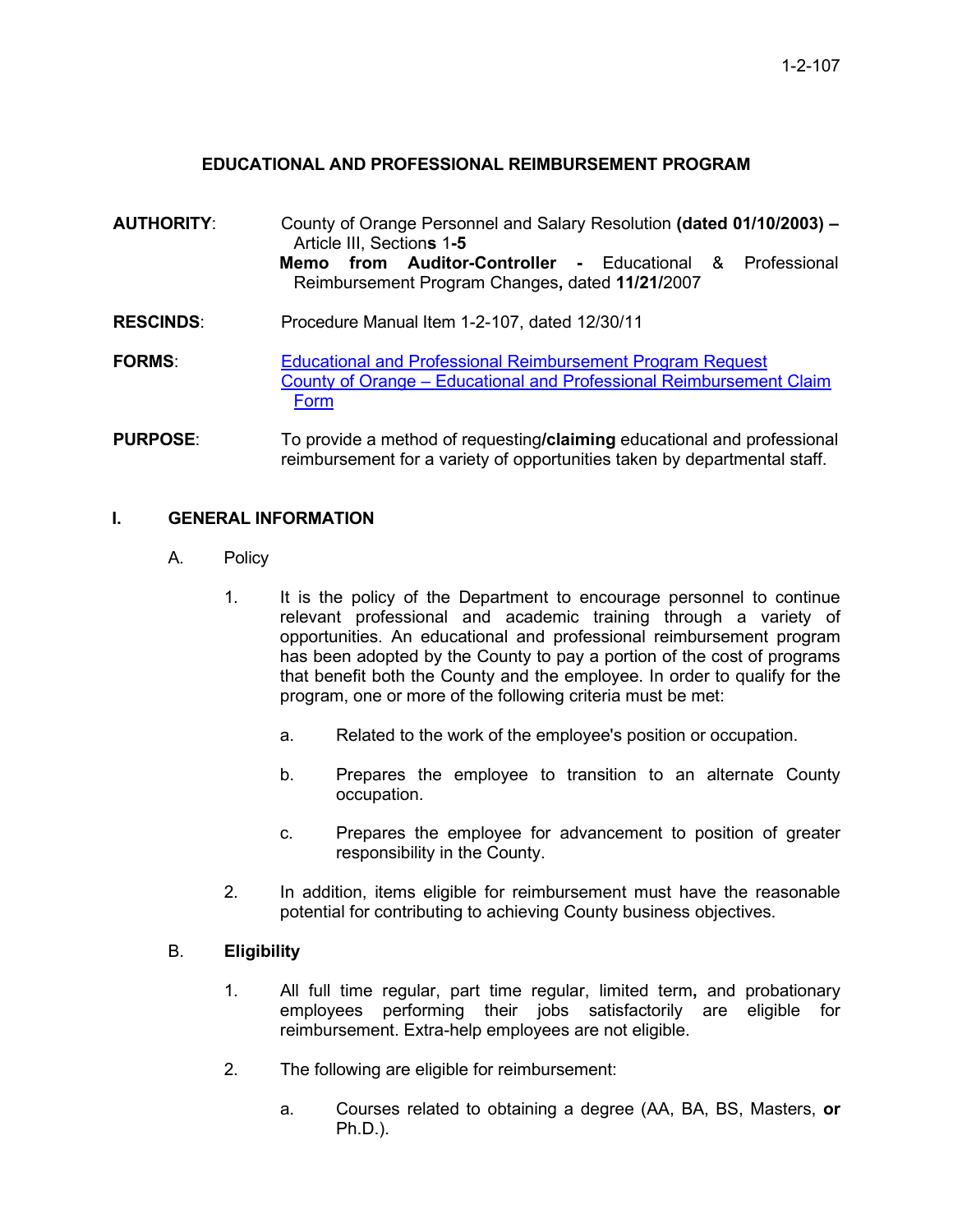# EDUCATIONAL AND PROFESSIONAL REIMBURSEMENT PROGRAM

**AUTHORITY**: County of Orange Personnel and Salary Resolution **(dated 01/10/2003) –** Article III, Section**s** 1**-5**
**Memo from Auditor-Controller -** Educational & Professional Reimbursement Program Changes**,** dated **11/21/**2007

**RESCINDS**: Procedure Manual Item 1-2-107, dated 12/30/11

**FORMS**: [Educational and Professional Reimbursement Program Request](#)
[County of Orange – Educational and Professional Reimbursement Claim Form](#)

**PURPOSE**: To provide a method of requesting**/claiming** educational and professional reimbursement for a variety of opportunities taken by departmental staff.

## I. GENERAL INFORMATION

### A. Policy

1. It is the policy of the Department to encourage personnel to continue relevant professional and academic training through a variety of opportunities. An educational and professional reimbursement program has been adopted by the County to pay a portion of the cost of programs that benefit both the County and the employee. In order to qualify for the program, one or more of the following criteria must be met:

   a. Related to the work of the employee's position or occupation.

   b. Prepares the employee to transition to an alternate County occupation.

   c. Prepares the employee for advancement to position of greater responsibility in the County.

2. In addition, items eligible for reimbursement must have the reasonable potential for contributing to achieving County business objectives.

### B. **Eligibility**

1. All full time regular, part time regular, limited term**,** and probationary employees performing their jobs satisfactorily are eligible for reimbursement. Extra-help employees are not eligible.

2. The following are eligible for reimbursement:

   a. Courses related to obtaining a degree (AA, BA, BS, Masters, **or** Ph.D.).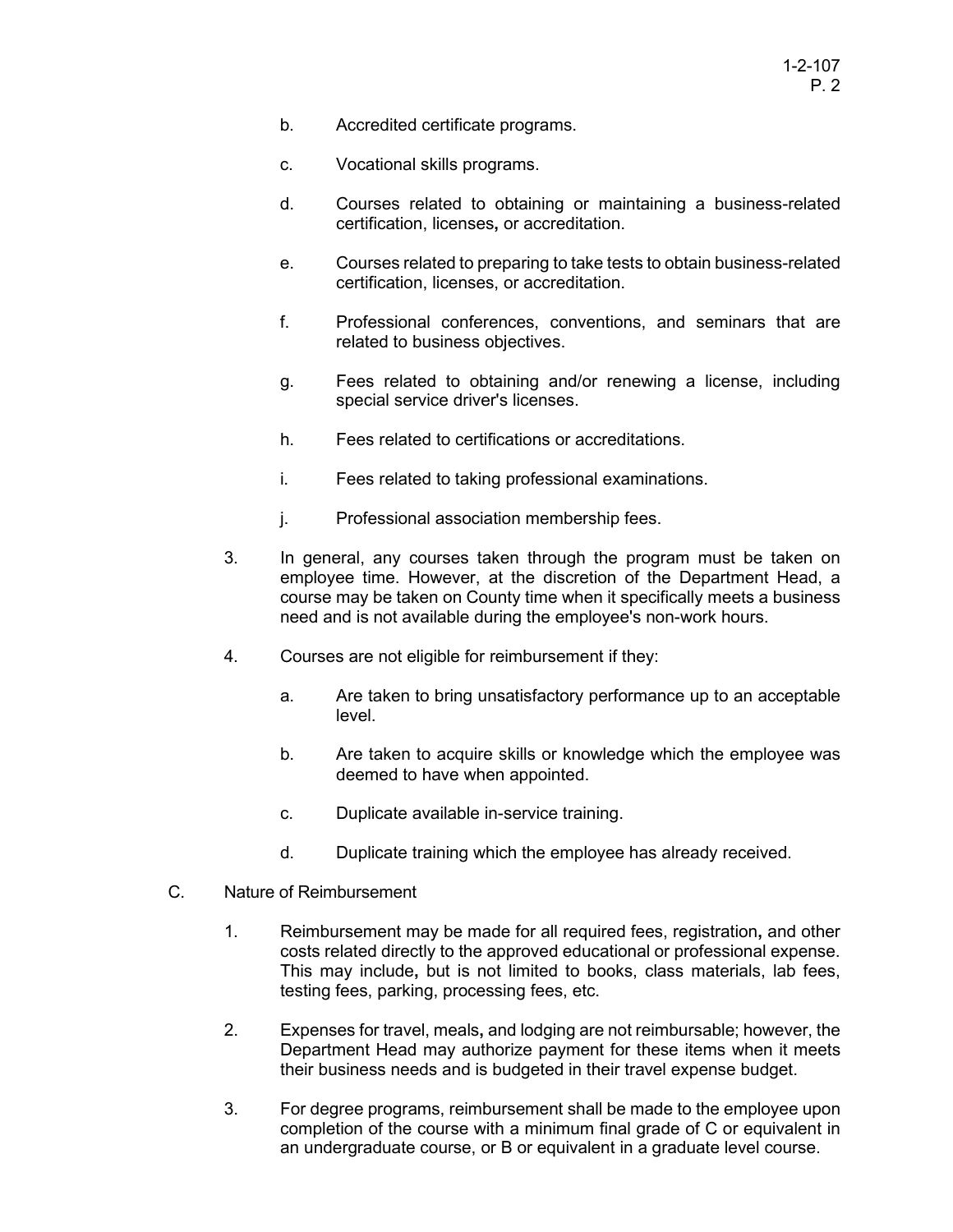b. Accredited certificate programs.

c. Vocational skills programs.

d. Courses related to obtaining or maintaining a business-related certification, licenses, or accreditation.

e. Courses related to preparing to take tests to obtain business-related certification, licenses, or accreditation.

f. Professional conferences, conventions, and seminars that are related to business objectives.

g. Fees related to obtaining and/or renewing a license, including special service driver's licenses.

h. Fees related to certifications or accreditations.

i. Fees related to taking professional examinations.

j. Professional association membership fees.

3. In general, any courses taken through the program must be taken on employee time. However, at the discretion of the Department Head, a course may be taken on County time when it specifically meets a business need and is not available during the employee's non-work hours.

4. Courses are not eligible for reimbursement if they:

   a. Are taken to bring unsatisfactory performance up to an acceptable level.

   b. Are taken to acquire skills or knowledge which the employee was deemed to have when appointed.

   c. Duplicate available in-service training.

   d. Duplicate training which the employee has already received.

C. Nature of Reimbursement

1. Reimbursement may be made for all required fees, registration, and other costs related directly to the approved educational or professional expense. This may include, but is not limited to books, class materials, lab fees, testing fees, parking, processing fees, etc.

2. Expenses for travel, meals, and lodging are not reimbursable; however, the Department Head may authorize payment for these items when it meets their business needs and is budgeted in their travel expense budget.

3. For degree programs, reimbursement shall be made to the employee upon completion of the course with a minimum final grade of C or equivalent in an undergraduate course, or B or equivalent in a graduate level course.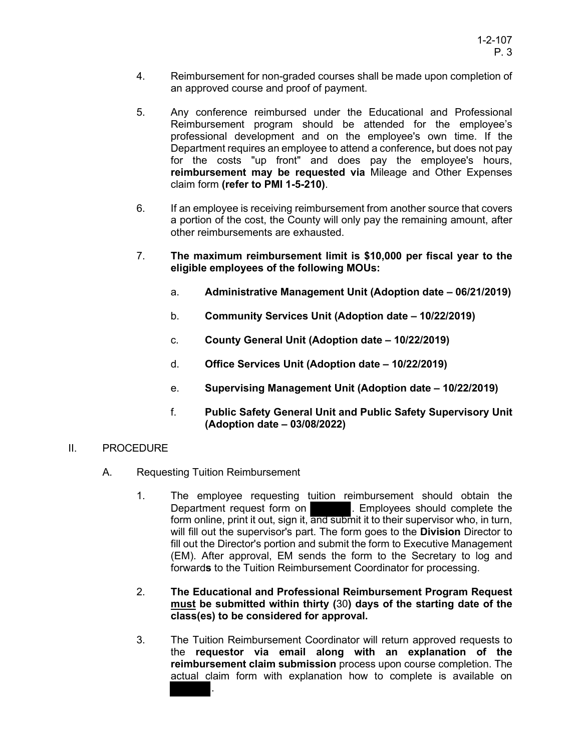4. Reimbursement for non-graded courses shall be made upon completion of an approved course and proof of payment.

5. Any conference reimbursed under the Educational and Professional Reimbursement program should be attended for the employee's professional development and on the employee's own time. If the Department requires an employee to attend a conference**,** but does not pay for the costs "up front" and does pay the employee's hours, **reimbursement may be requested via** Mileage and Other Expenses claim form **(refer to PMI 1-5-210)**.

6. If an employee is receiving reimbursement from another source that covers a portion of the cost, the County will only pay the remaining amount, after other reimbursements are exhausted.

7. **The maximum reimbursement limit is $10,000 per fiscal year to the eligible employees of the following MOUs:**

   a. **Administrative Management Unit (Adoption date – 06/21/2019)**

   b. **Community Services Unit (Adoption date – 10/22/2019)**

   c. **County General Unit (Adoption date – 10/22/2019)**

   d. **Office Services Unit (Adoption date – 10/22/2019)**

   e. **Supervising Management Unit (Adoption date – 10/22/2019)**

   f. **Public Safety General Unit and Public Safety Supervisory Unit (Adoption date – 03/08/2022)**

## II. PROCEDURE

### A. Requesting Tuition Reimbursement

1. The employee requesting tuition reimbursement should obtain the Department request form on [REDACTED]. Employees should complete the form online, print it out, sign it, and submit it to their supervisor who, in turn, will fill out the supervisor's part. The form goes to the **Division** Director to fill out the Director's portion and submit the form to Executive Management (EM). After approval, EM sends the form to the Secretary to log and forward**s** to the Tuition Reimbursement Coordinator for processing.

2. **The Educational and Professional Reimbursement Program Request <u>must</u> be submitted within thirty (**30**) days of the starting date of the class(es) to be considered for approval.**

3. The Tuition Reimbursement Coordinator will return approved requests to the **requestor via email along with an explanation of the reimbursement claim submission** process upon course completion. The actual claim form with explanation how to complete is available on [REDACTED].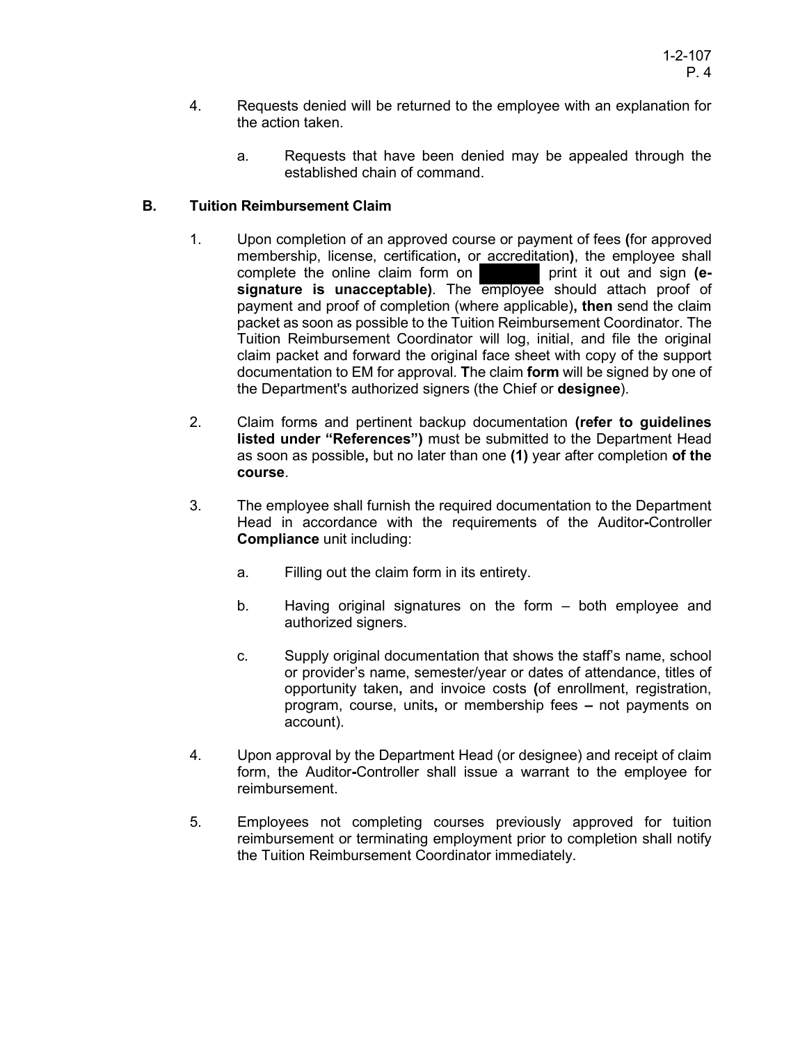4. Requests denied will be returned to the employee with an explanation for the action taken.

   a. Requests that have been denied may be appealed through the established chain of command.

## B. Tuition Reimbursement Claim

1. Upon completion of an approved course or payment of fees **(**for approved membership, license, certification**,** or accreditation**)**, the employee shall complete the online claim form on [redacted] print it out and sign **(e-signature is unacceptable)**. The employee should attach proof of payment and proof of completion (where applicable)**, then** send the claim packet as soon as possible to the Tuition Reimbursement Coordinator. The Tuition Reimbursement Coordinator will log, initial, and file the original claim packet and forward the original face sheet with copy of the support documentation to EM for approval. **T**he claim **form** will be signed by one of the Department's authorized signers (the Chief or **designee**).

2. Claim forms and pertinent backup documentation **(refer to guidelines listed under "References")** must be submitted to the Department Head as soon as possible**,** but no later than one **(1)** year after completion **of the course**.

3. The employee shall furnish the required documentation to the Department Head in accordance with the requirements of the Auditor**-**Controller **Compliance** unit including:

   a. Filling out the claim form in its entirety.

   b. Having original signatures on the form – both employee and authorized signers.

   c. Supply original documentation that shows the staff's name, school or provider's name, semester/year or dates of attendance, titles of opportunity taken**,** and invoice costs **(**of enrollment, registration, program, course, units**,** or membership fees **–** not payments on account).

4. Upon approval by the Department Head (or designee) and receipt of claim form, the Auditor**-**Controller shall issue a warrant to the employee for reimbursement.

5. Employees not completing courses previously approved for tuition reimbursement or terminating employment prior to completion shall notify the Tuition Reimbursement Coordinator immediately.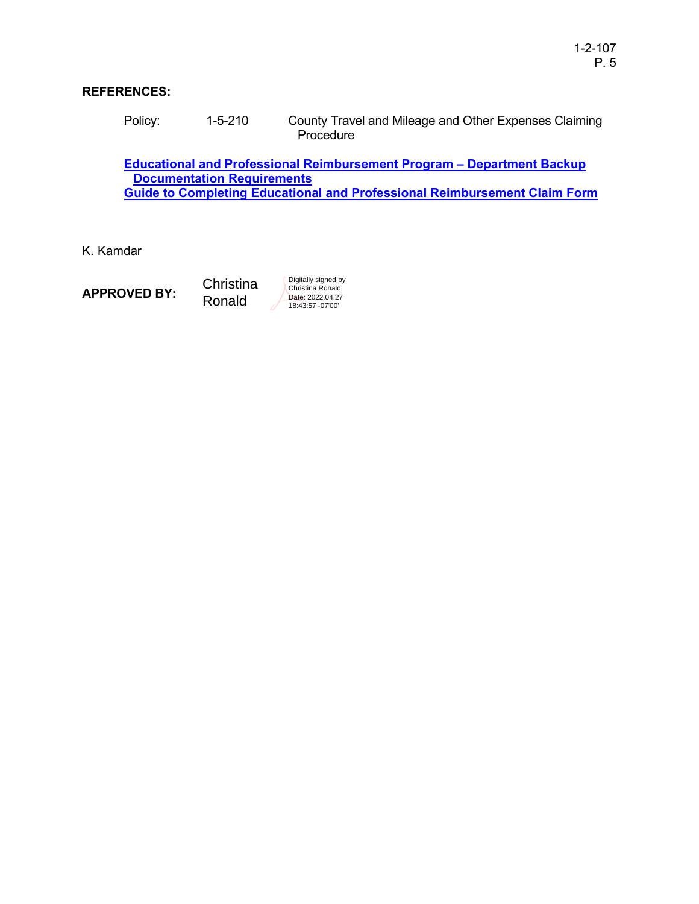**REFERENCES:**

Policy: 1-5-210 County Travel and Mileage and Other Expenses Claiming Procedure

**Educational and Professional Reimbursement Program – Department Backup Documentation Requirements**

**Guide to Completing Educational and Professional Reimbursement Claim Form**

K. Kamdar

**APPROVED BY:** Christina Ronald

Digitally signed by Christina Ronald
Date: 2022.04.27 18:43:57 -07'00'